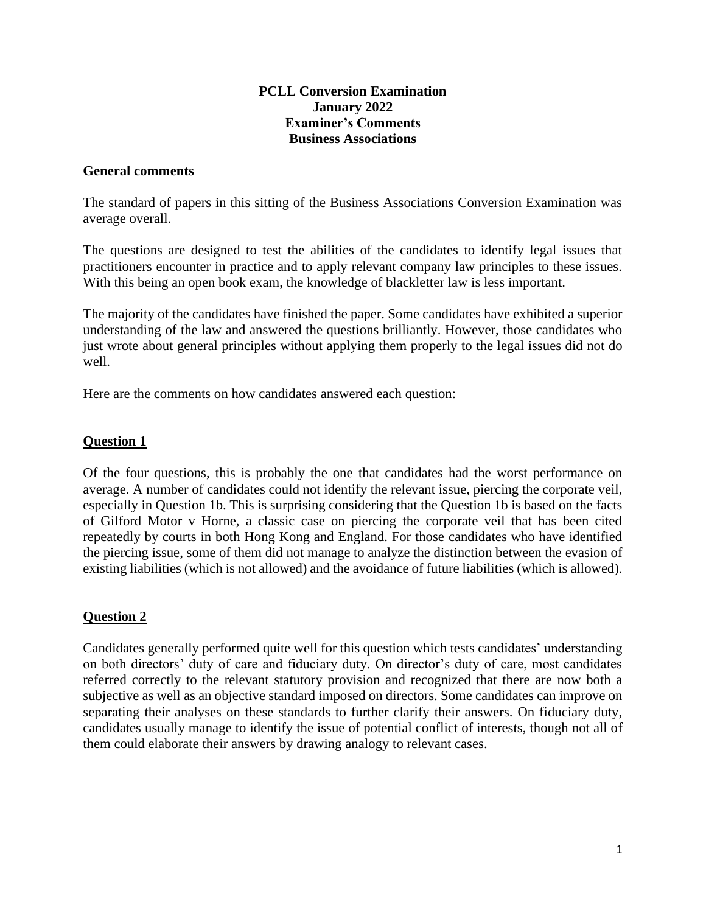**PCLL Conversion Examination**
**January 2022**
**Examiner's Comments**
**Business Associations**

## General comments

The standard of papers in this sitting of the Business Associations Conversion Examination was average overall.

The questions are designed to test the abilities of the candidates to identify legal issues that practitioners encounter in practice and to apply relevant company law principles to these issues. With this being an open book exam, the knowledge of blackletter law is less important.

The majority of the candidates have finished the paper. Some candidates have exhibited a superior understanding of the law and answered the questions brilliantly. However, those candidates who just wrote about general principles without applying them properly to the legal issues did not do well.

Here are the comments on how candidates answered each question:

## Question 1

Of the four questions, this is probably the one that candidates had the worst performance on average. A number of candidates could not identify the relevant issue, piercing the corporate veil, especially in Question 1b. This is surprising considering that the Question 1b is based on the facts of Gilford Motor v Horne, a classic case on piercing the corporate veil that has been cited repeatedly by courts in both Hong Kong and England. For those candidates who have identified the piercing issue, some of them did not manage to analyze the distinction between the evasion of existing liabilities (which is not allowed) and the avoidance of future liabilities (which is allowed).

## Question 2

Candidates generally performed quite well for this question which tests candidates' understanding on both directors' duty of care and fiduciary duty. On director's duty of care, most candidates referred correctly to the relevant statutory provision and recognized that there are now both a subjective as well as an objective standard imposed on directors. Some candidates can improve on separating their analyses on these standards to further clarify their answers. On fiduciary duty, candidates usually manage to identify the issue of potential conflict of interests, though not all of them could elaborate their answers by drawing analogy to relevant cases.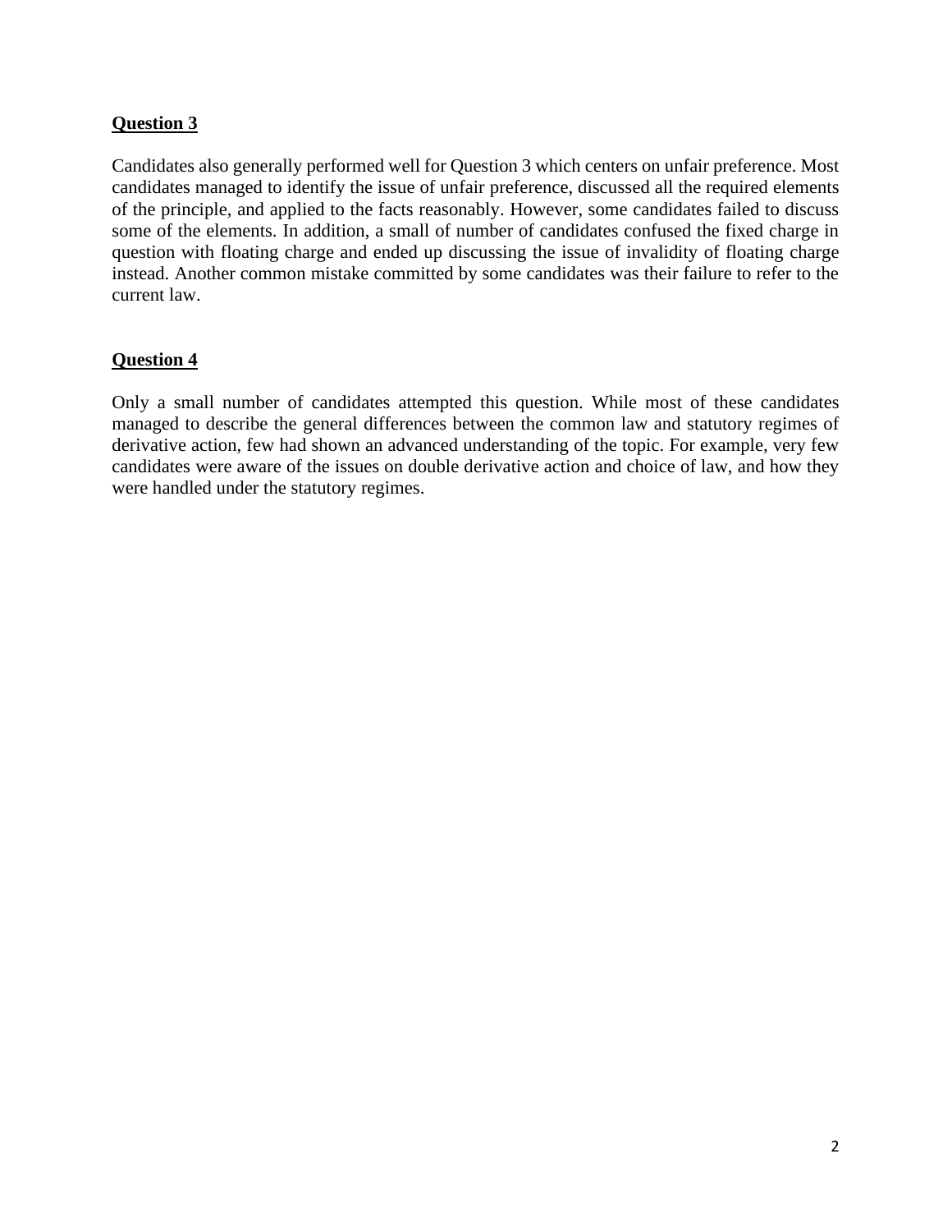**Question 3**

Candidates also generally performed well for Question 3 which centers on unfair preference. Most candidates managed to identify the issue of unfair preference, discussed all the required elements of the principle, and applied to the facts reasonably. However, some candidates failed to discuss some of the elements. In addition, a small of number of candidates confused the fixed charge in question with floating charge and ended up discussing the issue of invalidity of floating charge instead. Another common mistake committed by some candidates was their failure to refer to the current law.

**Question 4**

Only a small number of candidates attempted this question. While most of these candidates managed to describe the general differences between the common law and statutory regimes of derivative action, few had shown an advanced understanding of the topic. For example, very few candidates were aware of the issues on double derivative action and choice of law, and how they were handled under the statutory regimes.